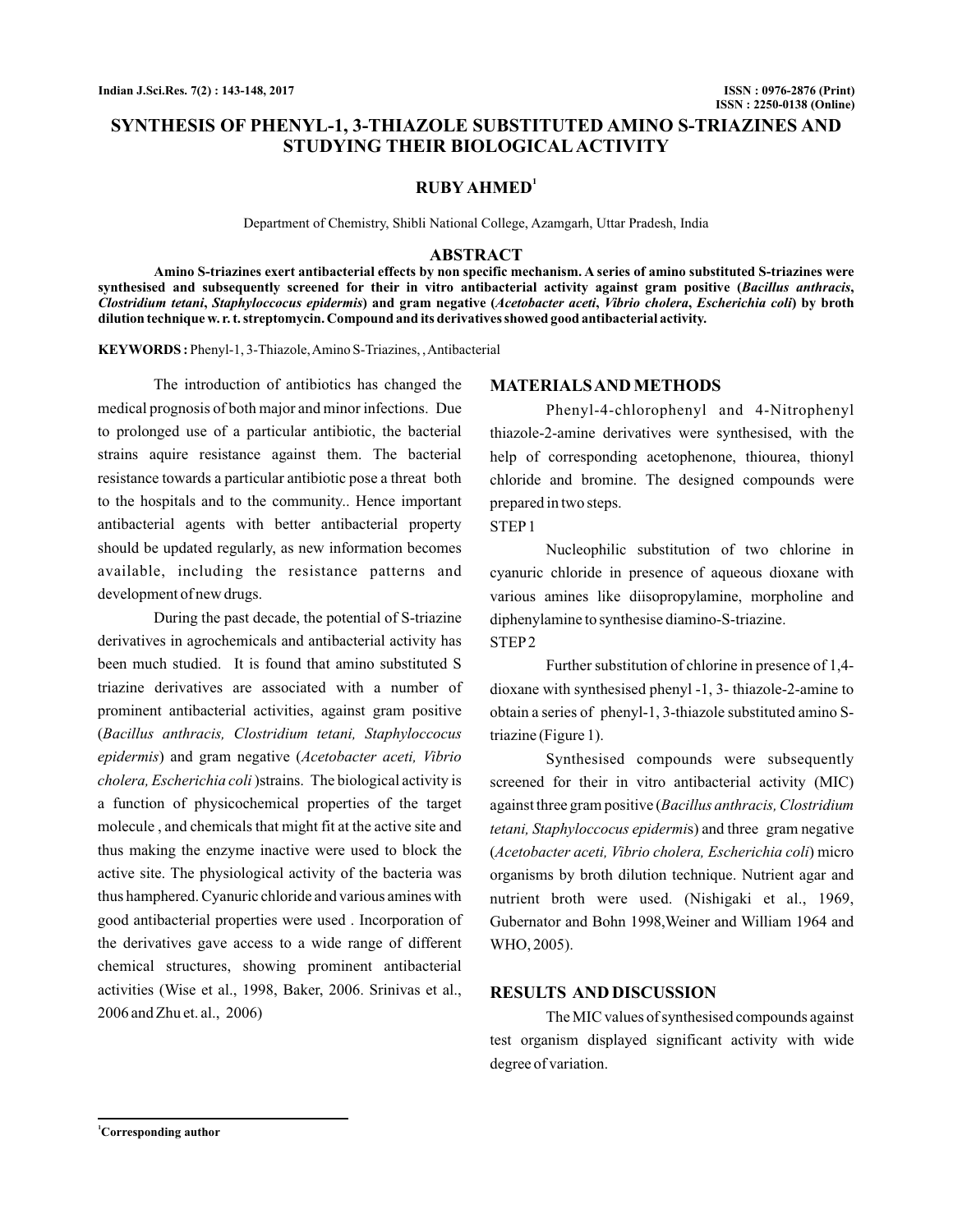# SYNTHESIS OF PHENYL-1, 3-THIAZOLE SUBSTITUTED AMINO S-TRIAZINES AND STUDYING THEIR BIOLOGICAL ACTIVITY

**RUBY AHMED**[1]

Department of Chemistry, Shibli National College, Azamgarh, Uttar Pradesh, India

## ABSTRACT

**Amino S-triazines exert antibacterial effects by non specific mechanism. A series of amino substituted S-triazines were synthesised and subsequently screened for their in vitro antibacterial activity against gram positive (*Bacillus anthracis*, *Clostridium tetani*, *Staphyloccocus epidermis*) and gram negative (*Acetobacter aceti*, *Vibrio cholera*, *Escherichia coli*) by broth dilution technique w. r. t. streptomycin. Compound and its derivatives showed good antibacterial activity.**

**KEYWORDS :** Phenyl-1, 3-Thiazole, Amino S-Triazines, , Antibacterial

The introduction of antibiotics has changed the medical prognosis of both major and minor infections. Due to prolonged use of a particular antibiotic, the bacterial strains aquire resistance against them. The bacterial resistance towards a particular antibiotic pose a threat both to the hospitals and to the community.. Hence important antibacterial agents with better antibacterial property should be updated regularly, as new information becomes available, including the resistance patterns and development of new drugs.

During the past decade, the potential of S-triazine derivatives in agrochemicals and antibacterial activity has been much studied. It is found that amino substituted S triazine derivatives are associated with a number of prominent antibacterial activities, against gram positive (*Bacillus anthracis, Clostridium tetani, Staphyloccocus epidermis*) and gram negative (*Acetobacter aceti, Vibrio cholera, Escherichia coli* )strains. The biological activity is a function of physicochemical properties of the target molecule , and chemicals that might fit at the active site and thus making the enzyme inactive were used to block the active site. The physiological activity of the bacteria was thus hamphered. Cyanuric chloride and various amines with good antibacterial properties were used . Incorporation of the derivatives gave access to a wide range of different chemical structures, showing prominent antibacterial activities (Wise et al., 1998, Baker, 2006. Srinivas et al., 2006 and Zhu et. al., 2006)

## MATERIALS AND METHODS

Phenyl-4-chlorophenyl and 4-Nitrophenyl thiazole-2-amine derivatives were synthesised, with the help of corresponding acetophenone, thiourea, thionyl chloride and bromine. The designed compounds were prepared in two steps.

STEP 1

Nucleophilic substitution of two chlorine in cyanuric chloride in presence of aqueous dioxane with various amines like diisopropylamine, morpholine and diphenylamine to synthesise diamino-S-triazine.

STEP 2

Further substitution of chlorine in presence of 1,4-dioxane with synthesised phenyl -1, 3- thiazole-2-amine to obtain a series of phenyl-1, 3-thiazole substituted amino S-triazine (Figure 1).

Synthesised compounds were subsequently screened for their in vitro antibacterial activity (MIC) against three gram positive (*Bacillus anthracis, Clostridium tetani, Staphyloccocus epidermis*) and three gram negative (*Acetobacter aceti, Vibrio cholera, Escherichia coli*) micro organisms by broth dilution technique. Nutrient agar and nutrient broth were used. (Nishigaki et al., 1969, Gubernator and Bohn 1998,Weiner and William 1964 and WHO, 2005).

## RESULTS AND DISCUSSION

The MIC values of synthesised compounds against test organism displayed significant activity with wide degree of variation.

[1]Corresponding author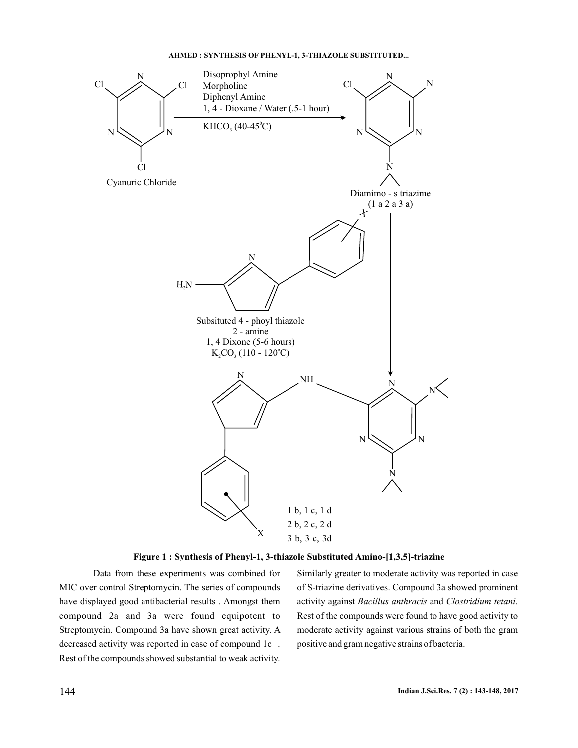**Figure 1 : Synthesis of Phenyl-1, 3-thiazole Substituted Amino-[1,3,5]-triazine**

Data from these experiments was combined for MIC over control Streptomycin. The series of compounds have displayed good antibacterial results . Amongst them compound 2a and 3a were found equipotent to Streptomycin. Compound 3a have shown great activity. A decreased activity was reported in case of compound 1c . Rest of the compounds showed substantial to weak activity. Similarly greater to moderate activity was reported in case of S-triazine derivatives. Compound 3a showed prominent activity against *Bacillus anthracis* and *Clostridium tetani*. Rest of the compounds were found to have good activity to moderate activity against various strains of both the gram positive and gram negative strains of bacteria.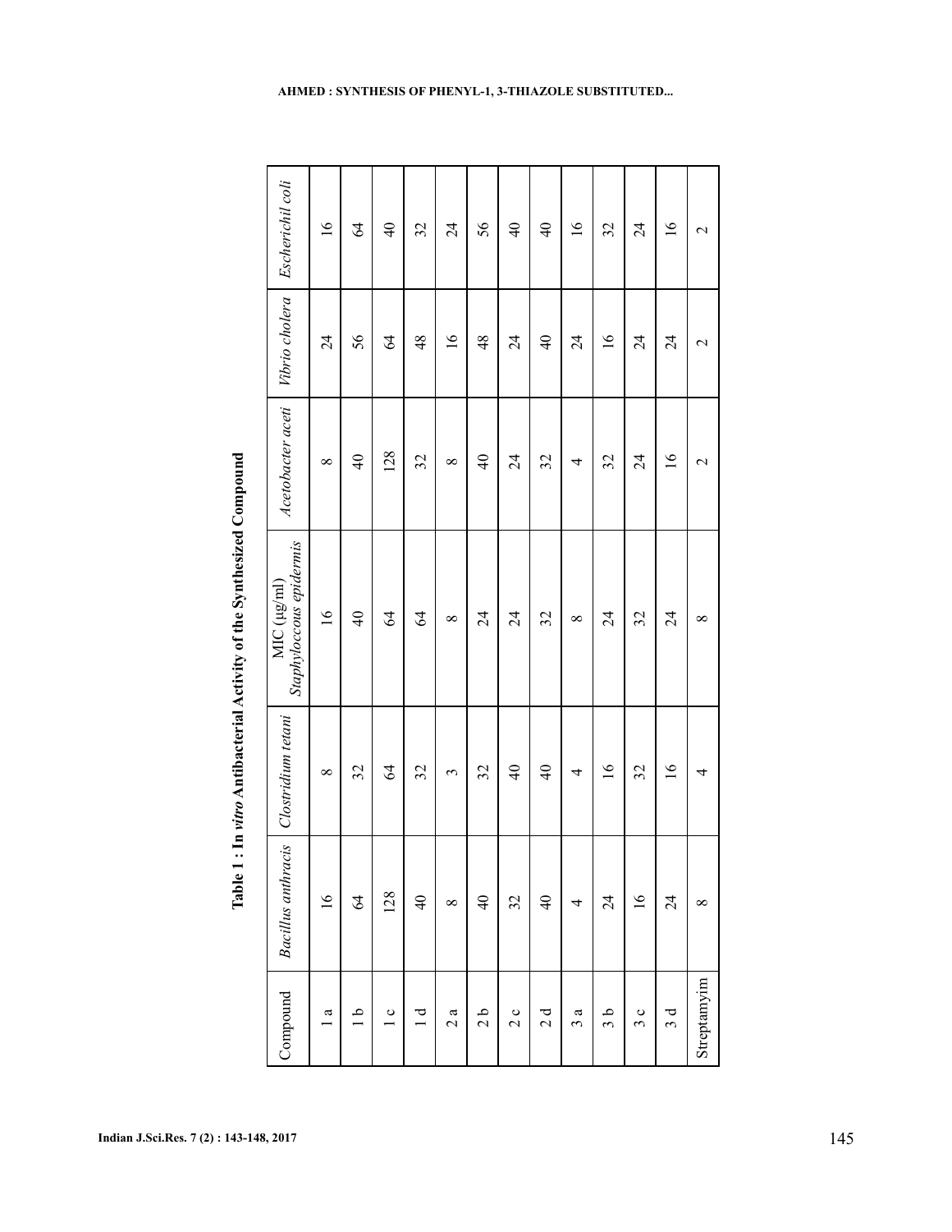**Table 1 : In *vitro* Antibacterial Activity of the Synthesized Compound**

| Compound | *Bacillus anthracis* | *Clostridium tetani* | MIC (μg/ml) *Staphyloccous epidermis* | *Acetobacter aceti* | *Vibrio cholera* | *Escherichil coli* |
|---|---|---|---|---|---|---|
| 1 a | 16 | 8 | 16 | 8 | 24 | 16 |
| 1 b | 64 | 32 | 40 | 40 | 56 | 64 |
| 1 c | 128 | 64 | 64 | 128 | 64 | 40 |
| 1 d | 40 | 32 | 64 | 32 | 48 | 32 |
| 2 a | 8 | 3 | 8 | 8 | 16 | 24 |
| 2 b | 40 | 32 | 24 | 40 | 48 | 56 |
| 2 c | 32 | 40 | 24 | 24 | 24 | 40 |
| 2 d | 40 | 40 | 32 | 32 | 40 | 40 |
| 3 a | 4 | 4 | 8 | 4 | 24 | 16 |
| 3 b | 24 | 16 | 24 | 32 | 16 | 32 |
| 3 c | 16 | 32 | 32 | 24 | 24 | 24 |
| 3 d | 24 | 16 | 24 | 16 | 24 | 16 |
| Streptamyim | 8 | 4 | 8 | 2 | 2 | 2 |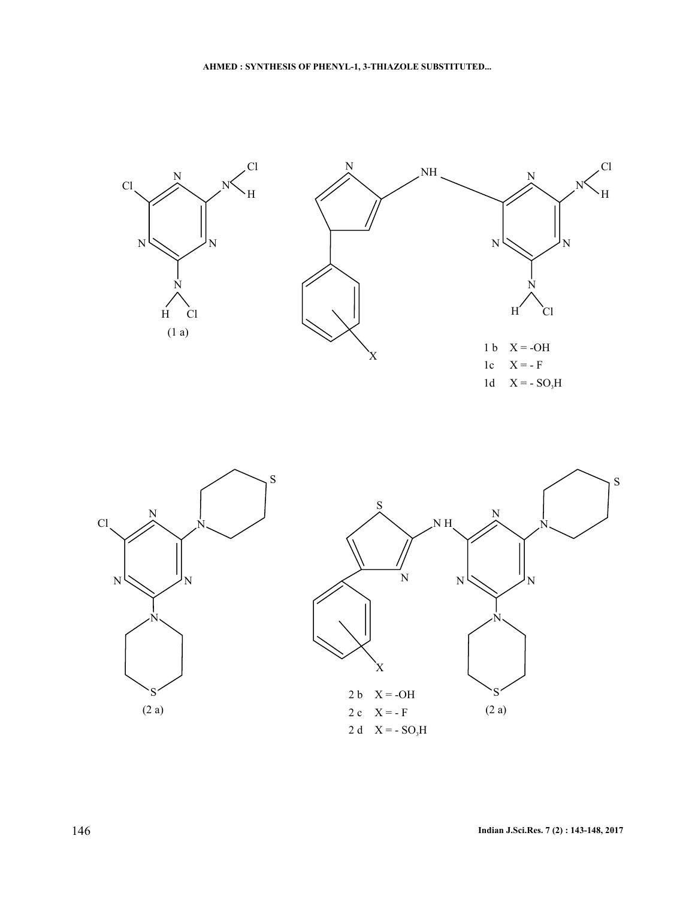(1 a)

1 b X = -OH

1c X = - F

1d X = - $SO_3H$

(2 a)

2 b X = -OH

2 c X = - F

2 d X = - $SO_3H$

(2 a)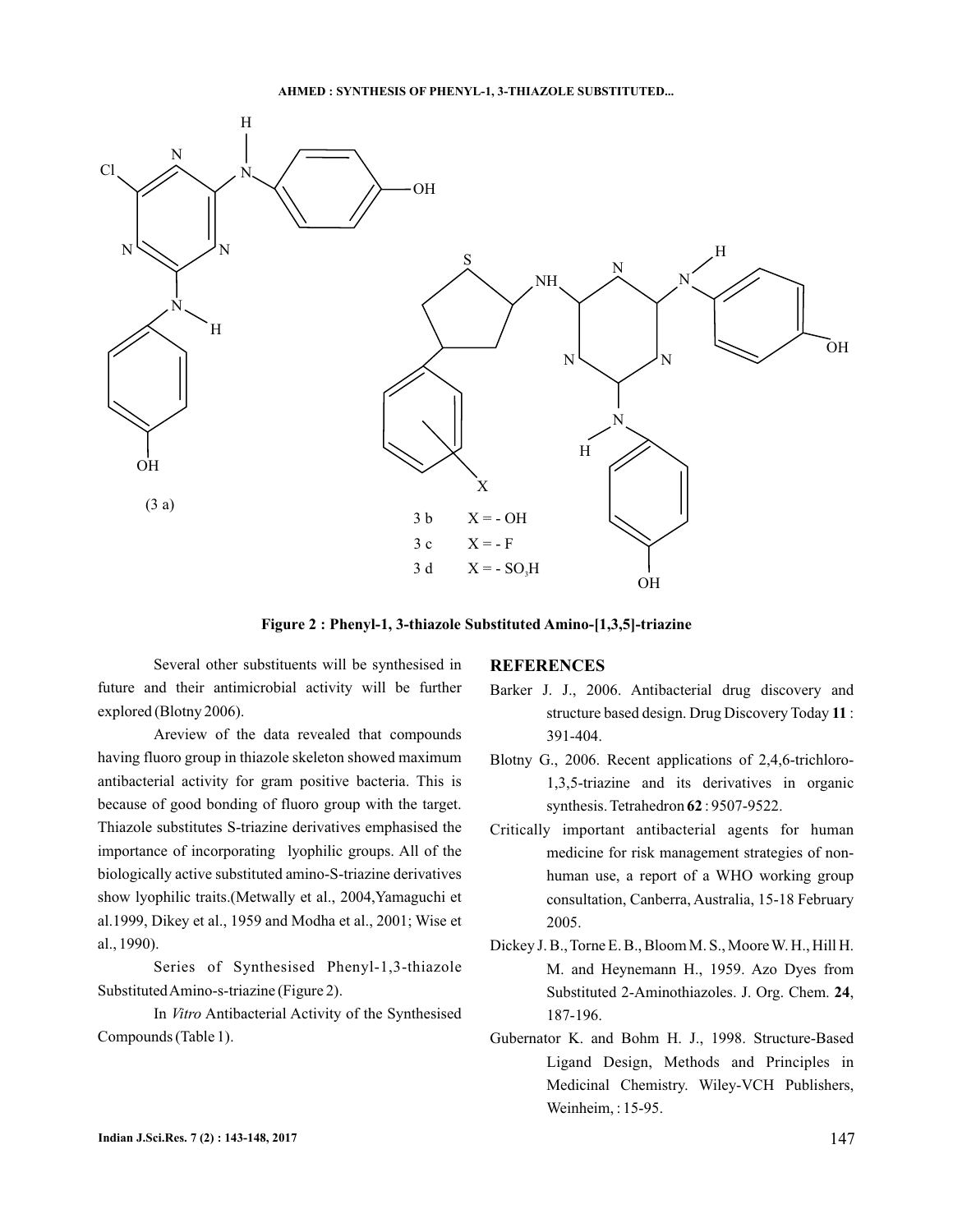(3 a)

3 b $X = -OH$

3 c $X = -F$

3 d $X = -SO_3H$

**Figure 2 : Phenyl-1, 3-thiazole Substituted Amino-[1,3,5]-triazine**

Several other substituents will be synthesised in future and their antimicrobial activity will be further explored (Blotny 2006).

Areview of the data revealed that compounds having fluoro group in thiazole skeleton showed maximum antibacterial activity for gram positive bacteria. This is because of good bonding of fluoro group with the target. Thiazole substitutes S-triazine derivatives emphasised the importance of incorporating lyophilic groups. All of the biologically active substituted amino-S-triazine derivatives show lyophilic traits.(Metwally et al., 2004,Yamaguchi et al.1999, Dikey et al., 1959 and Modha et al., 2001; Wise et al., 1990).

Series of Synthesised Phenyl-1,3-thiazole Substituted Amino-s-triazine (Figure 2).

In *Vitro* Antibacterial Activity of the Synthesised Compounds (Table 1).

## REFERENCES

Barker J. J., 2006. Antibacterial drug discovery and structure based design. Drug Discovery Today **11** : 391-404.

Blotny G., 2006. Recent applications of 2,4,6-trichloro-1,3,5-triazine and its derivatives in organic synthesis. Tetrahedron **62** : 9507-9522.

Critically important antibacterial agents for human medicine for risk management strategies of non-human use, a report of a WHO working group consultation, Canberra, Australia, 15-18 February 2005.

Dickey J. B., Torne E. B., Bloom M. S., Moore W. H., Hill H. M. and Heynemann H., 1959. Azo Dyes from Substituted 2-Aminothiazoles. J. Org. Chem. **24**, 187-196.

Gubernator K. and Bohm H. J., 1998. Structure-Based Ligand Design, Methods and Principles in Medicinal Chemistry. Wiley-VCH Publishers, Weinheim, : 15-95.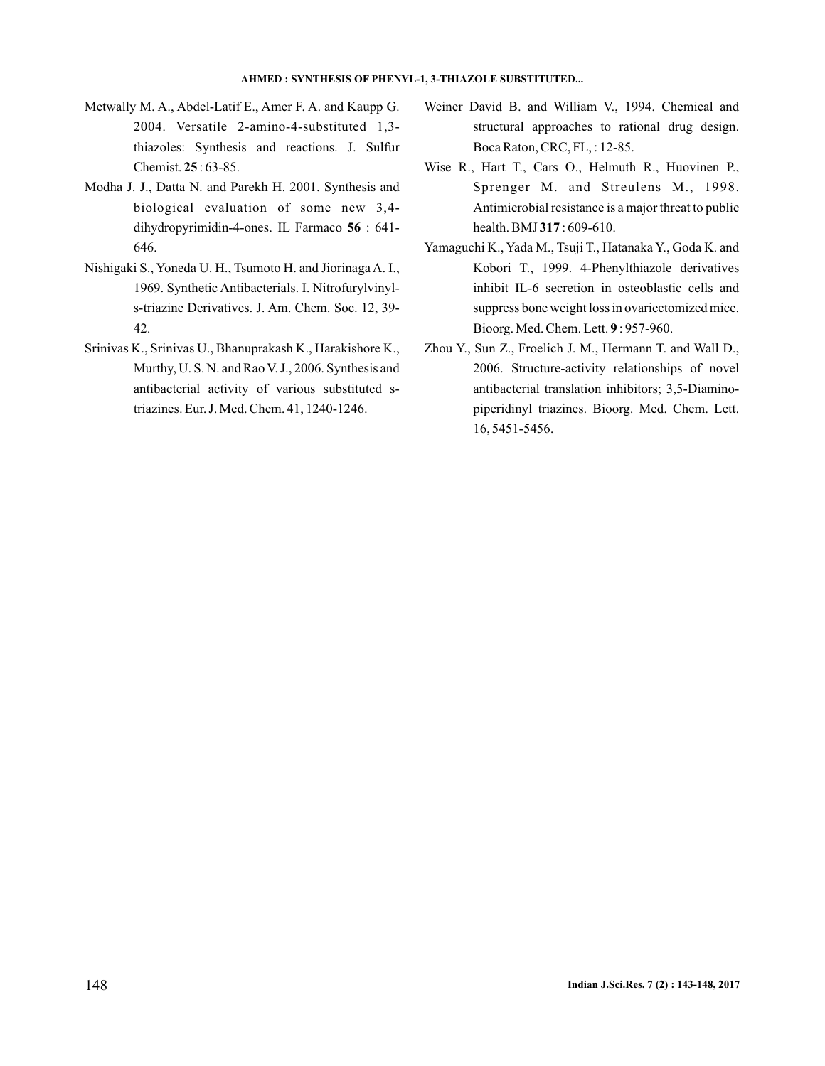Metwally M. A., Abdel-Latif E., Amer F. A. and Kaupp G. 2004. Versatile 2-amino-4-substituted 1,3-thiazoles: Synthesis and reactions. J. Sulfur Chemist. **25** : 63-85.

Modha J. J., Datta N. and Parekh H. 2001. Synthesis and biological evaluation of some new 3,4-dihydropyrimidin-4-ones. IL Farmaco **56** : 641-646.

Nishigaki S., Yoneda U. H., Tsumoto H. and Jiorinaga A. I., 1969. Synthetic Antibacterials. I. Nitrofurylvinyl-s-triazine Derivatives. J. Am. Chem. Soc. 12, 39-42.

Srinivas K., Srinivas U., Bhanuprakash K., Harakishore K., Murthy, U. S. N. and Rao V. J., 2006. Synthesis and antibacterial activity of various substituted s-triazines. Eur. J. Med. Chem. 41, 1240-1246.

Weiner David B. and William V., 1994. Chemical and structural approaches to rational drug design. Boca Raton, CRC, FL, : 12-85.

Wise R., Hart T., Cars O., Helmuth R., Huovinen P., Sprenger M. and Streulens M., 1998. Antimicrobial resistance is a major threat to public health. BMJ **317** : 609-610.

Yamaguchi K., Yada M., Tsuji T., Hatanaka Y., Goda K. and Kobori T., 1999. 4-Phenylthiazole derivatives inhibit IL-6 secretion in osteoblastic cells and suppress bone weight loss in ovariectomized mice. Bioorg. Med. Chem. Lett. **9** : 957-960.

Zhou Y., Sun Z., Froelich J. M., Hermann T. and Wall D., 2006. Structure-activity relationships of novel antibacterial translation inhibitors; 3,5-Diamino-piperidinyl triazines. Bioorg. Med. Chem. Lett. 16, 5451-5456.